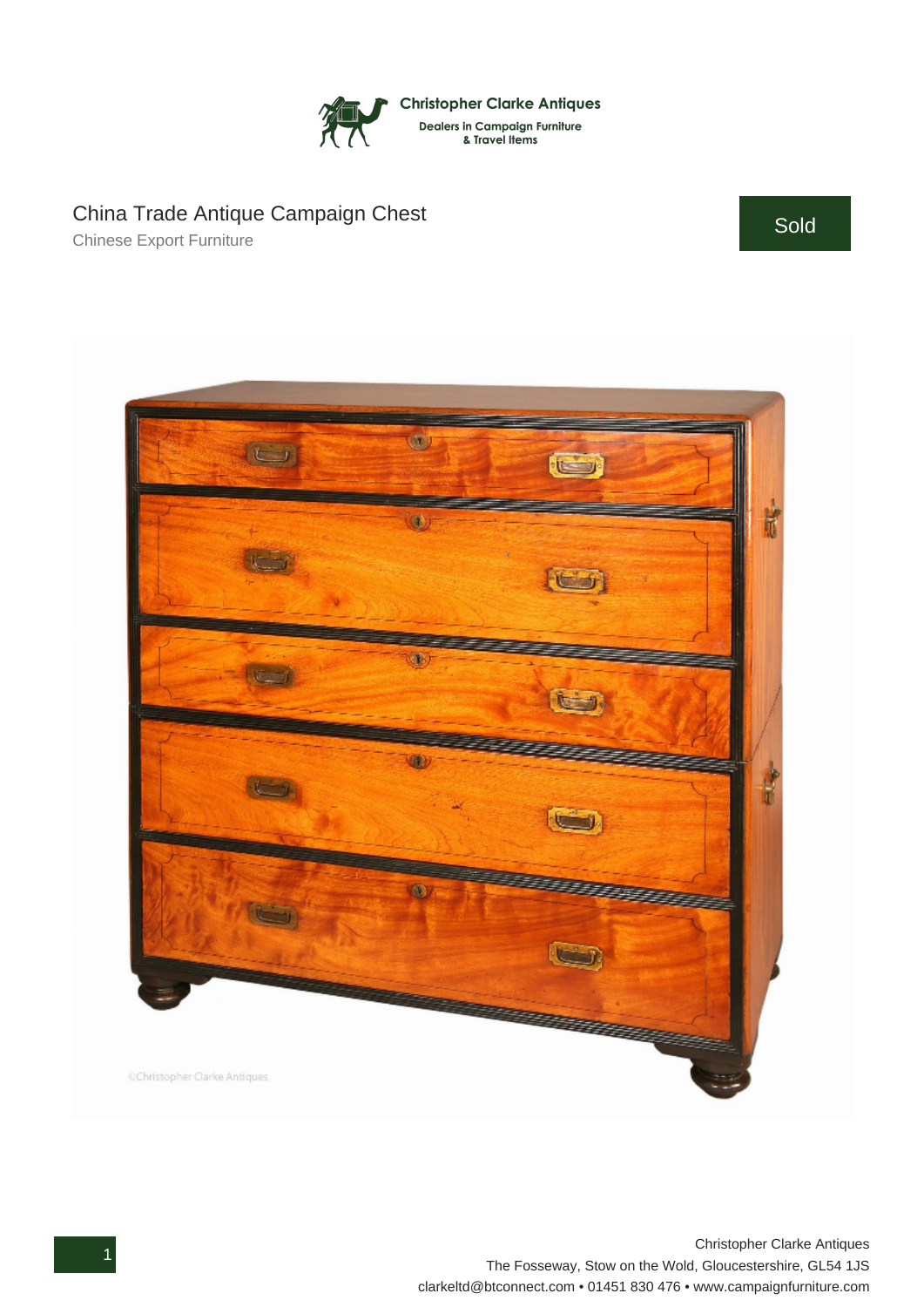Christopher Clarke Antiques
Dealers in Campaign Furniture
& Travel Items

# China Trade Antique Campaign Chest

Chinese Export Furniture

Sold

©Christopher Clarke Antiques

Christopher Clarke Antiques
The Fosseway, Stow on the Wold, Gloucestershire, GL54 1JS
clarkeltd@btconnect.com • 01451 830 476 • www.campaignfurniture.com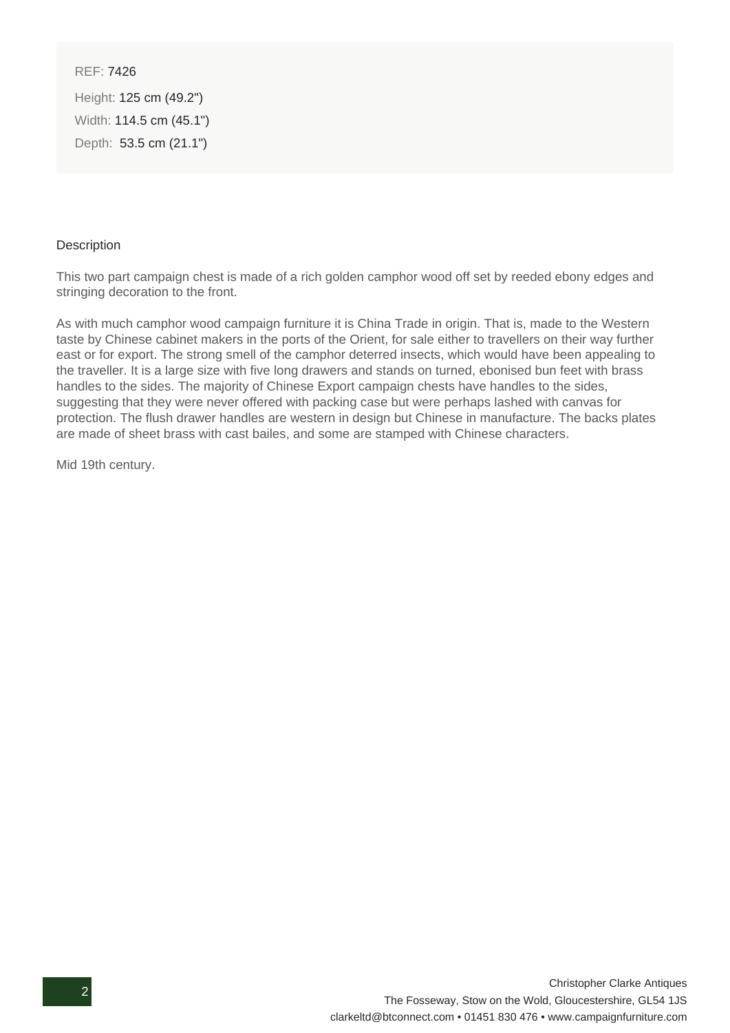REF: 7426

Height: 125 cm (49.2")

Width: 114.5 cm (45.1")

Depth: 53.5 cm (21.1")

## Description

This two part campaign chest is made of a rich golden camphor wood off set by reeded ebony edges and stringing decoration to the front.

As with much camphor wood campaign furniture it is China Trade in origin. That is, made to the Western taste by Chinese cabinet makers in the ports of the Orient, for sale either to travellers on their way further east or for export. The strong smell of the camphor deterred insects, which would have been appealing to the traveller. It is a large size with five long drawers and stands on turned, ebonised bun feet with brass handles to the sides. The majority of Chinese Export campaign chests have handles to the sides, suggesting that they were never offered with packing case but were perhaps lashed with canvas for protection. The flush drawer handles are western in design but Chinese in manufacture. The backs plates are made of sheet brass with cast bailes, and some are stamped with Chinese characters.

Mid 19th century.

Christopher Clarke Antiques
The Fosseway, Stow on the Wold, Gloucestershire, GL54 1JS
clarkeltd@btconnect.com • 01451 830 476 • www.campaignfurniture.com